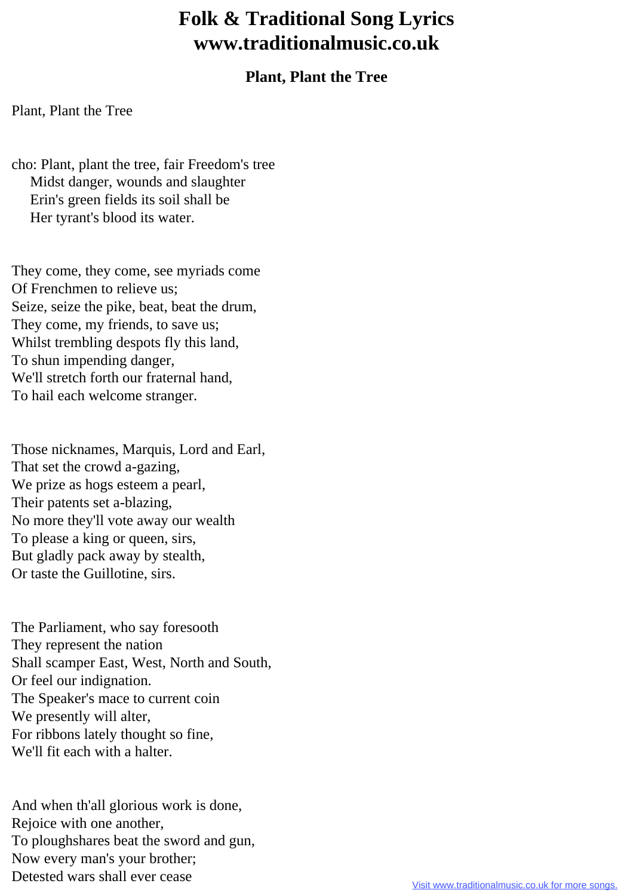# Folk & Traditional Song Lyrics
# www.traditionalmusic.co.uk

### Plant, Plant the Tree

Plant, Plant the Tree

cho: Plant, plant the tree, fair Freedom's tree
Midst danger, wounds and slaughter
Erin's green fields its soil shall be
Her tyrant's blood its water.

They come, they come, see myriads come
Of Frenchmen to relieve us;
Seize, seize the pike, beat, beat the drum,
They come, my friends, to save us;
Whilst trembling despots fly this land,
To shun impending danger,
We'll stretch forth our fraternal hand,
To hail each welcome stranger.

Those nicknames, Marquis, Lord and Earl,
That set the crowd a-gazing,
We prize as hogs esteem a pearl,
Their patents set a-blazing,
No more they'll vote away our wealth
To please a king or queen, sirs,
But gladly pack away by stealth,
Or taste the Guillotine, sirs.

The Parliament, who say foresooth
They represent the nation
Shall scamper East, West, North and South,
Or feel our indignation.
The Speaker's mace to current coin
We presently will alter,
For ribbons lately thought so fine,
We'll fit each with a halter.

And when th'all glorious work is done,
Rejoice with one another,
To ploughshares beat the sword and gun,
Now every man's your brother;
Detested wars shall ever cease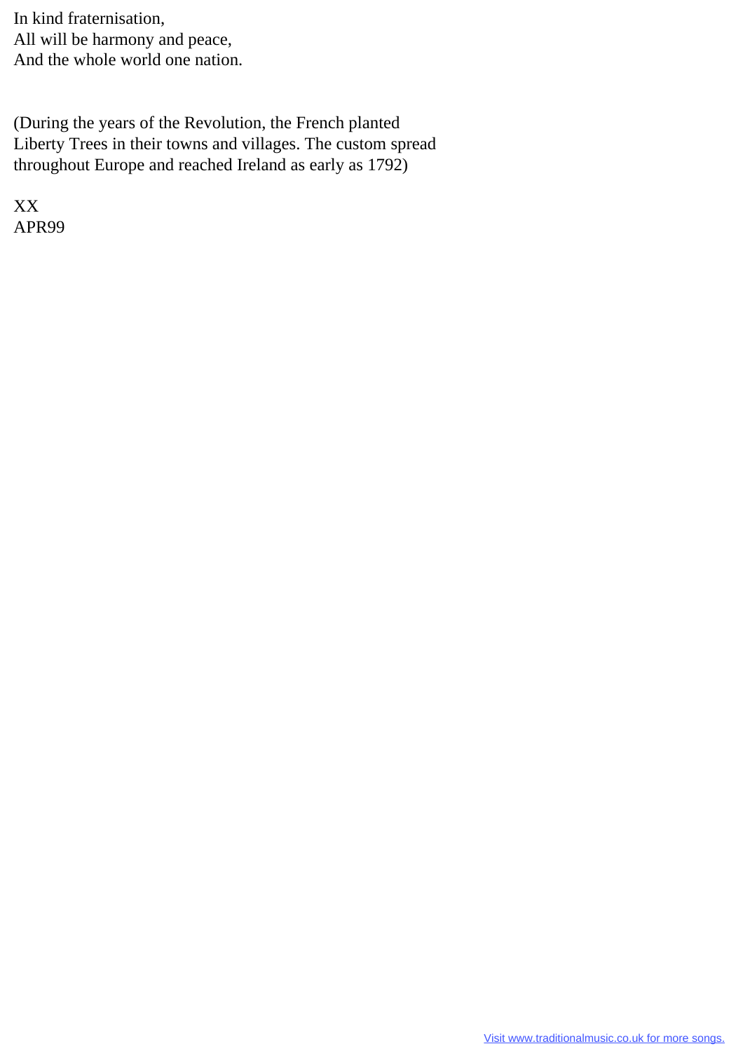In kind fraternisation,
All will be harmony and peace,
And the whole world one nation.

(During the years of the Revolution, the French planted Liberty Trees in their towns and villages. The custom spread throughout Europe and reached Ireland as early as 1792)

XX
APR99